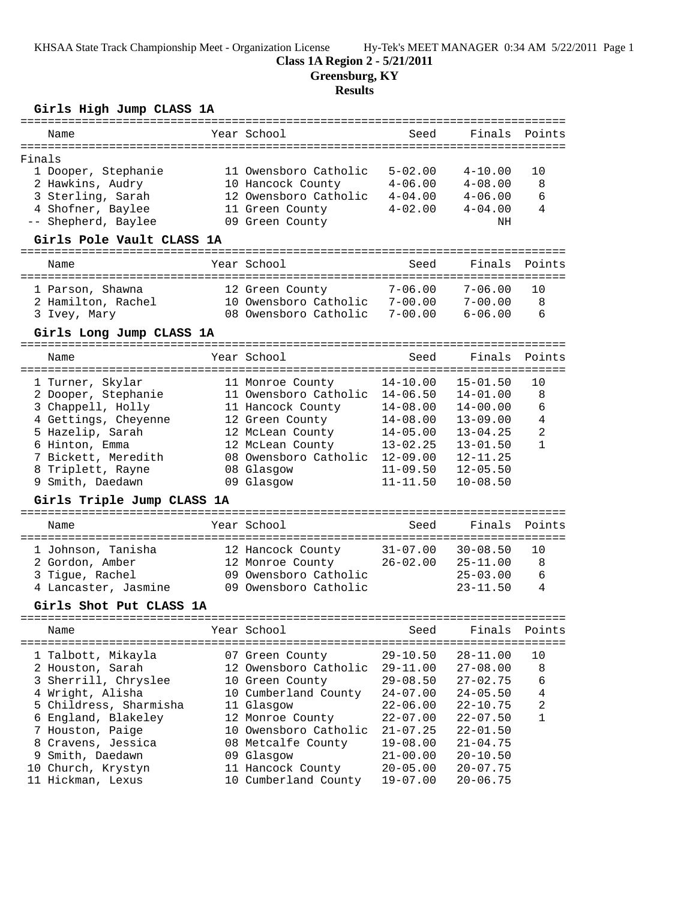KHSAA State Track Championship Meet - Organization License Hy-Tek's MEET MANAGER 0:34 AM 5/22/2011 Page 1

# Class 1A Region 2 - 5/21/2011

## Greensburg, KY

## Results

### Girls High Jump CLASS 1A

Finals

| Place | Name | Year | School | Seed | Finals | Points |
|---|---|---|---|---|---|---|
| 1 | Dooper, Stephanie | 11 | Owensboro Catholic | 5-02.00 | 4-10.00 | 10 |
| 2 | Hawkins, Audry | 10 | Hancock County | 4-06.00 | 4-08.00 | 8 |
| 3 | Sterling, Sarah | 12 | Owensboro Catholic | 4-04.00 | 4-06.00 | 6 |
| 4 | Shofner, Baylee | 11 | Green County | 4-02.00 | 4-04.00 | 4 |
| -- | Shepherd, Baylee | 09 | Green County | | NH | |

### Girls Pole Vault CLASS 1A

| Place | Name | Year | School | Seed | Finals | Points |
|---|---|---|---|---|---|---|
| 1 | Parson, Shawna | 12 | Green County | 7-06.00 | 7-06.00 | 10 |
| 2 | Hamilton, Rachel | 10 | Owensboro Catholic | 7-00.00 | 7-00.00 | 8 |
| 3 | Ivey, Mary | 08 | Owensboro Catholic | 7-00.00 | 6-06.00 | 6 |

### Girls Long Jump CLASS 1A

| Place | Name | Year | School | Seed | Finals | Points |
|---|---|---|---|---|---|---|
| 1 | Turner, Skylar | 11 | Monroe County | 14-10.00 | 15-01.50 | 10 |
| 2 | Dooper, Stephanie | 11 | Owensboro Catholic | 14-06.50 | 14-01.00 | 8 |
| 3 | Chappell, Holly | 11 | Hancock County | 14-08.00 | 14-00.00 | 6 |
| 4 | Gettings, Cheyenne | 12 | Green County | 14-08.00 | 13-09.00 | 4 |
| 5 | Hazelip, Sarah | 12 | McLean County | 14-05.00 | 13-04.25 | 2 |
| 6 | Hinton, Emma | 12 | McLean County | 13-02.25 | 13-01.50 | 1 |
| 7 | Bickett, Meredith | 08 | Owensboro Catholic | 12-09.00 | 12-11.25 | |
| 8 | Triplett, Rayne | 08 | Glasgow | 11-09.50 | 12-05.50 | |
| 9 | Smith, Daedawn | 09 | Glasgow | 11-11.50 | 10-08.50 | |

### Girls Triple Jump CLASS 1A

| Place | Name | Year | School | Seed | Finals | Points |
|---|---|---|---|---|---|---|
| 1 | Johnson, Tanisha | 12 | Hancock County | 31-07.00 | 30-08.50 | 10 |
| 2 | Gordon, Amber | 12 | Monroe County | 26-02.00 | 25-11.00 | 8 |
| 3 | Tigue, Rachel | 09 | Owensboro Catholic | | 25-03.00 | 6 |
| 4 | Lancaster, Jasmine | 09 | Owensboro Catholic | | 23-11.50 | 4 |

### Girls Shot Put CLASS 1A

| Place | Name | Year | School | Seed | Finals | Points |
|---|---|---|---|---|---|---|
| 1 | Talbott, Mikayla | 07 | Green County | 29-10.50 | 28-11.00 | 10 |
| 2 | Houston, Sarah | 12 | Owensboro Catholic | 29-11.00 | 27-08.00 | 8 |
| 3 | Sherrill, Chryslee | 10 | Green County | 29-08.50 | 27-02.75 | 6 |
| 4 | Wright, Alisha | 10 | Cumberland County | 24-07.00 | 24-05.50 | 4 |
| 5 | Childress, Sharmisha | 11 | Glasgow | 22-06.00 | 22-10.75 | 2 |
| 6 | England, Blakeley | 12 | Monroe County | 22-07.00 | 22-07.50 | 1 |
| 7 | Houston, Paige | 10 | Owensboro Catholic | 21-07.25 | 22-01.50 | |
| 8 | Cravens, Jessica | 08 | Metcalfe County | 19-08.00 | 21-04.75 | |
| 9 | Smith, Daedawn | 09 | Glasgow | 21-00.00 | 20-10.50 | |
| 10 | Church, Krystyn | 11 | Hancock County | 20-05.00 | 20-07.75 | |
| 11 | Hickman, Lexus | 10 | Cumberland County | 19-07.00 | 20-06.75 | |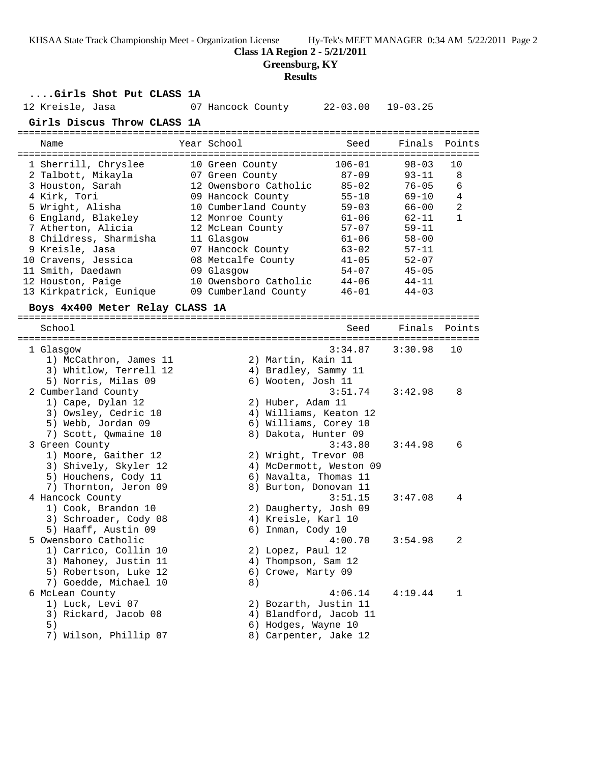**Class 1A Region 2 - 5/21/2011**

**Greensburg, KY**

**Results**

### ....Girls Shot Put CLASS 1A

| Name | Year | School | Seed | Finals | Points |
|---|---|---|---|---|---|
| 12 Kreisle, Jasa | 07 | Hancock County | 22-03.00 | 19-03.25 | |

### Girls Discus Throw CLASS 1A

| Name | Year | School | Seed | Finals | Points |
|---|---|---|---|---|---|
| 1 Sherrill, Chryslee | 10 | Green County | 106-01 | 98-03 | 10 |
| 2 Talbott, Mikayla | 07 | Green County | 87-09 | 93-11 | 8 |
| 3 Houston, Sarah | 12 | Owensboro Catholic | 85-02 | 76-05 | 6 |
| 4 Kirk, Tori | 09 | Hancock County | 55-10 | 69-10 | 4 |
| 5 Wright, Alisha | 10 | Cumberland County | 59-03 | 66-00 | 2 |
| 6 England, Blakeley | 12 | Monroe County | 61-06 | 62-11 | 1 |
| 7 Atherton, Alicia | 12 | McLean County | 57-07 | 59-11 | |
| 8 Childress, Sharmisha | 11 | Glasgow | 61-06 | 58-00 | |
| 9 Kreisle, Jasa | 07 | Hancock County | 63-02 | 57-11 | |
| 10 Cravens, Jessica | 08 | Metcalfe County | 41-05 | 52-07 | |
| 11 Smith, Daedawn | 09 | Glasgow | 54-07 | 45-05 | |
| 12 Houston, Paige | 10 | Owensboro Catholic | 44-06 | 44-11 | |
| 13 Kirkpatrick, Eunique | 09 | Cumberland County | 46-01 | 44-03 | |

### Boys 4x400 Meter Relay CLASS 1A

| School | Seed | Finals | Points |
|---|---|---|---|
| 1 Glasgow | 3:34.87 | 3:30.98 | 10 |
| 1) McCathron, James 11; 2) Martin, Kain 11; 3) Whitlow, Terrell 12; 4) Bradley, Sammy 11; 5) Norris, Milas 09; 6) Wooten, Josh 11 | | | |
| 2 Cumberland County | 3:51.74 | 3:42.98 | 8 |
| 1) Cape, Dylan 12; 2) Huber, Adam 11; 3) Owsley, Cedric 10; 4) Williams, Keaton 12; 5) Webb, Jordan 09; 6) Williams, Corey 10; 7) Scott, Qwmaine 10; 8) Dakota, Hunter 09 | | | |
| 3 Green County | 3:43.80 | 3:44.98 | 6 |
| 1) Moore, Gaither 12; 2) Wright, Trevor 08; 3) Shively, Skyler 12; 4) McDermott, Weston 09; 5) Houchens, Cody 11; 6) Navalta, Thomas 11; 7) Thornton, Jeron 09; 8) Burton, Donovan 11 | | | |
| 4 Hancock County | 3:51.15 | 3:47.08 | 4 |
| 1) Cook, Brandon 10; 2) Daugherty, Josh 09; 3) Schroader, Cody 08; 4) Kreisle, Karl 10; 5) Haaff, Austin 09; 6) Inman, Cody 10 | | | |
| 5 Owensboro Catholic | 4:00.70 | 3:54.98 | 2 |
| 1) Carrico, Collin 10; 2) Lopez, Paul 12; 3) Mahoney, Justin 11; 4) Thompson, Sam 12; 5) Robertson, Luke 12; 6) Crowe, Marty 09; 7) Goedde, Michael 10; 8) | | | |
| 6 McLean County | 4:06.14 | 4:19.44 | 1 |
| 1) Luck, Levi 07; 2) Bozarth, Justin 11; 3) Rickard, Jacob 08; 4) Blandford, Jacob 11; 5); 6) Hodges, Wayne 10; 7) Wilson, Phillip 07; 8) Carpenter, Jake 12 | | | |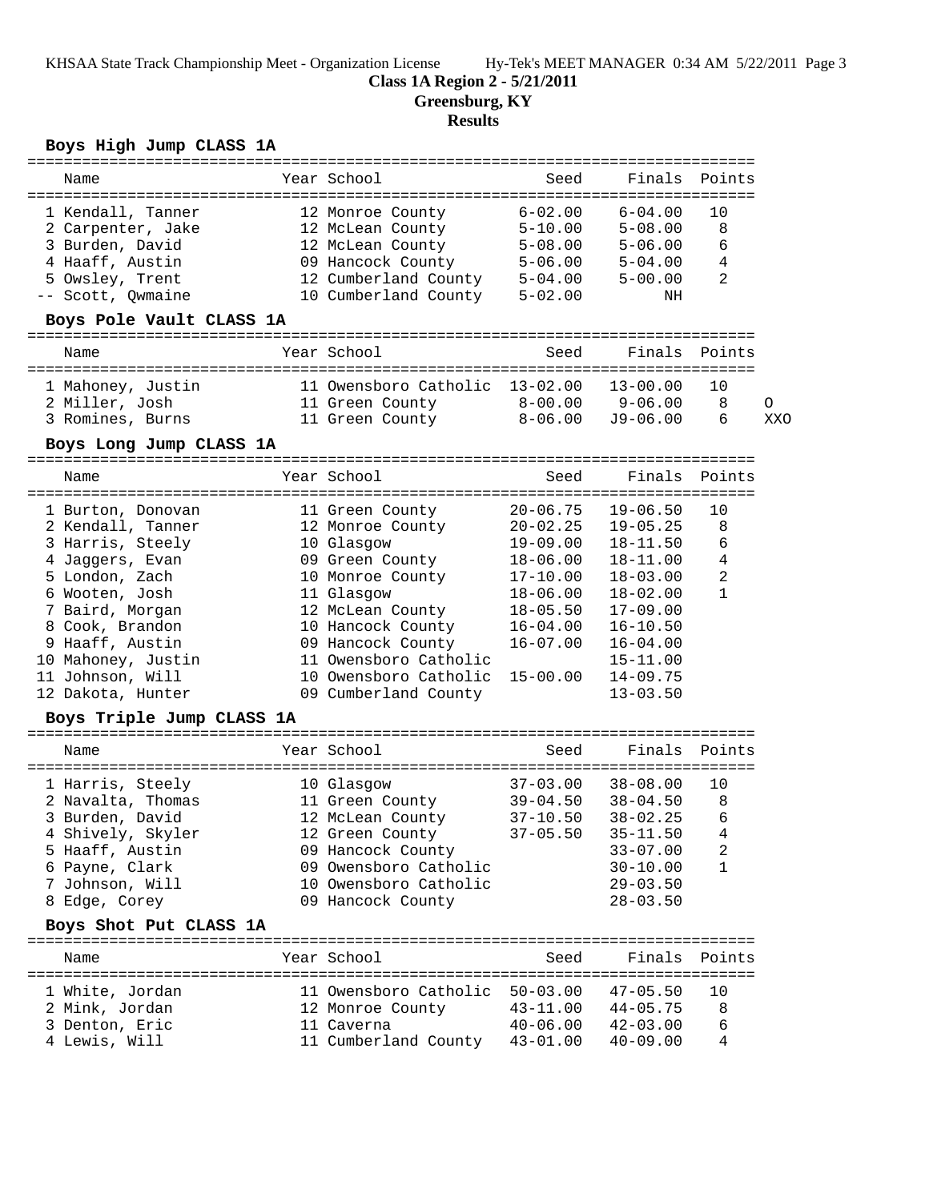**Class 1A Region 2 - 5/21/2011**

**Greensburg, KY**

**Results**

### Boys High Jump CLASS 1A

| Place | Name | Year | School | Seed | Finals | Points |
|---|---|---|---|---|---|---|
| 1 | Kendall, Tanner | 12 | Monroe County | 6-02.00 | 6-04.00 | 10 |
| 2 | Carpenter, Jake | 12 | McLean County | 5-10.00 | 5-08.00 | 8 |
| 3 | Burden, David | 12 | McLean County | 5-08.00 | 5-06.00 | 6 |
| 4 | Haaff, Austin | 09 | Hancock County | 5-06.00 | 5-04.00 | 4 |
| 5 | Owsley, Trent | 12 | Cumberland County | 5-04.00 | 5-00.00 | 2 |
| -- | Scott, Qwmaine | 10 | Cumberland County | 5-02.00 | NH | |

### Boys Pole Vault CLASS 1A

| Place | Name | Year | School | Seed | Finals | Points | |
|---|---|---|---|---|---|---|---|
| 1 | Mahoney, Justin | 11 | Owensboro Catholic | 13-02.00 | 13-00.00 | 10 | |
| 2 | Miller, Josh | 11 | Green County | 8-00.00 | 9-06.00 | 8 | O |
| 3 | Romines, Burns | 11 | Green County | 8-06.00 | J9-06.00 | 6 | XXO |

### Boys Long Jump CLASS 1A

| Place | Name | Year | School | Seed | Finals | Points |
|---|---|---|---|---|---|---|
| 1 | Burton, Donovan | 11 | Green County | 20-06.75 | 19-06.50 | 10 |
| 2 | Kendall, Tanner | 12 | Monroe County | 20-02.25 | 19-05.25 | 8 |
| 3 | Harris, Steely | 10 | Glasgow | 19-09.00 | 18-11.50 | 6 |
| 4 | Jaggers, Evan | 09 | Green County | 18-06.00 | 18-11.00 | 4 |
| 5 | London, Zach | 10 | Monroe County | 17-10.00 | 18-03.00 | 2 |
| 6 | Wooten, Josh | 11 | Glasgow | 18-06.00 | 18-02.00 | 1 |
| 7 | Baird, Morgan | 12 | McLean County | 18-05.50 | 17-09.00 | |
| 8 | Cook, Brandon | 10 | Hancock County | 16-04.00 | 16-10.50 | |
| 9 | Haaff, Austin | 09 | Hancock County | 16-07.00 | 16-04.00 | |
| 10 | Mahoney, Justin | 11 | Owensboro Catholic | | 15-11.00 | |
| 11 | Johnson, Will | 10 | Owensboro Catholic | 15-00.00 | 14-09.75 | |
| 12 | Dakota, Hunter | 09 | Cumberland County | | 13-03.50 | |

### Boys Triple Jump CLASS 1A

| Place | Name | Year | School | Seed | Finals | Points |
|---|---|---|---|---|---|---|
| 1 | Harris, Steely | 10 | Glasgow | 37-03.00 | 38-08.00 | 10 |
| 2 | Navalta, Thomas | 11 | Green County | 39-04.50 | 38-04.50 | 8 |
| 3 | Burden, David | 12 | McLean County | 37-10.50 | 38-02.25 | 6 |
| 4 | Shively, Skyler | 12 | Green County | 37-05.50 | 35-11.50 | 4 |
| 5 | Haaff, Austin | 09 | Hancock County | | 33-07.00 | 2 |
| 6 | Payne, Clark | 09 | Owensboro Catholic | | 30-10.00 | 1 |
| 7 | Johnson, Will | 10 | Owensboro Catholic | | 29-03.50 | |
| 8 | Edge, Corey | 09 | Hancock County | | 28-03.50 | |

### Boys Shot Put CLASS 1A

| Place | Name | Year | School | Seed | Finals | Points |
|---|---|---|---|---|---|---|
| 1 | White, Jordan | 11 | Owensboro Catholic | 50-03.00 | 47-05.50 | 10 |
| 2 | Mink, Jordan | 12 | Monroe County | 43-11.00 | 44-05.75 | 8 |
| 3 | Denton, Eric | 11 | Caverna | 40-06.00 | 42-03.00 | 6 |
| 4 | Lewis, Will | 11 | Cumberland County | 43-01.00 | 40-09.00 | 4 |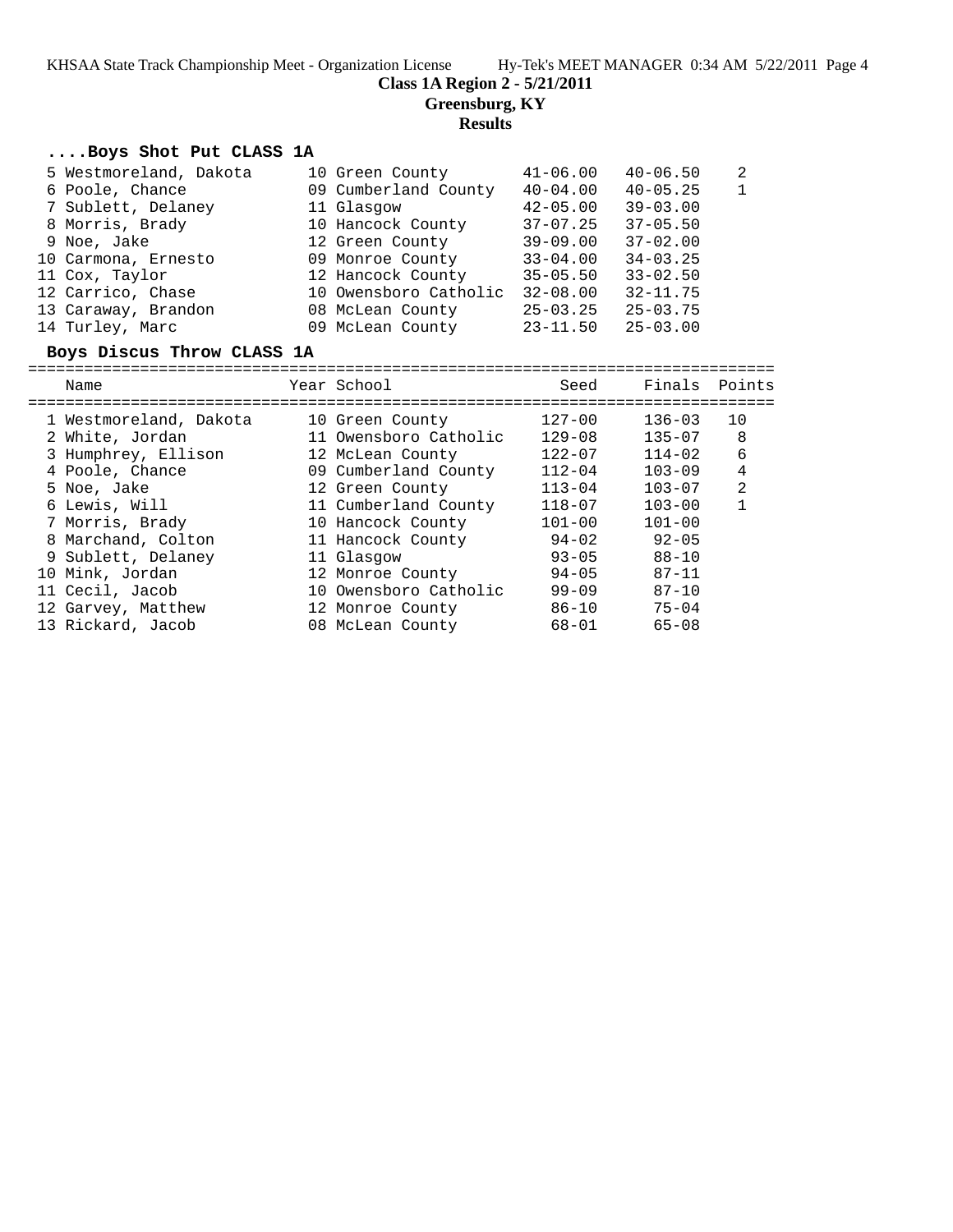**Class 1A Region 2 - 5/21/2011**

**Greensburg, KY**

**Results**

### ....Boys Shot Put CLASS 1A

| | | | | | |
|---|---|---|---|---|---|
| 5 | Westmoreland, Dakota | 10 Green County | 41-06.00 | 40-06.50 | 2 |
| 6 | Poole, Chance | 09 Cumberland County | 40-04.00 | 40-05.25 | 1 |
| 7 | Sublett, Delaney | 11 Glasgow | 42-05.00 | 39-03.00 | |
| 8 | Morris, Brady | 10 Hancock County | 37-07.25 | 37-05.50 | |
| 9 | Noe, Jake | 12 Green County | 39-09.00 | 37-02.00 | |
| 10 | Carmona, Ernesto | 09 Monroe County | 33-04.00 | 34-03.25 | |
| 11 | Cox, Taylor | 12 Hancock County | 35-05.50 | 33-02.50 | |
| 12 | Carrico, Chase | 10 Owensboro Catholic | 32-08.00 | 32-11.75 | |
| 13 | Caraway, Brandon | 08 McLean County | 25-03.25 | 25-03.75 | |
| 14 | Turley, Marc | 09 McLean County | 23-11.50 | 25-03.00 | |

### Boys Discus Throw CLASS 1A

| | Name | Year School | Seed | Finals | Points |
|---|---|---|---|---|---|
| 1 | Westmoreland, Dakota | 10 Green County | 127-00 | 136-03 | 10 |
| 2 | White, Jordan | 11 Owensboro Catholic | 129-08 | 135-07 | 8 |
| 3 | Humphrey, Ellison | 12 McLean County | 122-07 | 114-02 | 6 |
| 4 | Poole, Chance | 09 Cumberland County | 112-04 | 103-09 | 4 |
| 5 | Noe, Jake | 12 Green County | 113-04 | 103-07 | 2 |
| 6 | Lewis, Will | 11 Cumberland County | 118-07 | 103-00 | 1 |
| 7 | Morris, Brady | 10 Hancock County | 101-00 | 101-00 | |
| 8 | Marchand, Colton | 11 Hancock County | 94-02 | 92-05 | |
| 9 | Sublett, Delaney | 11 Glasgow | 93-05 | 88-10 | |
| 10 | Mink, Jordan | 12 Monroe County | 94-05 | 87-11 | |
| 11 | Cecil, Jacob | 10 Owensboro Catholic | 99-09 | 87-10 | |
| 12 | Garvey, Matthew | 12 Monroe County | 86-10 | 75-04 | |
| 13 | Rickard, Jacob | 08 McLean County | 68-01 | 65-08 | |